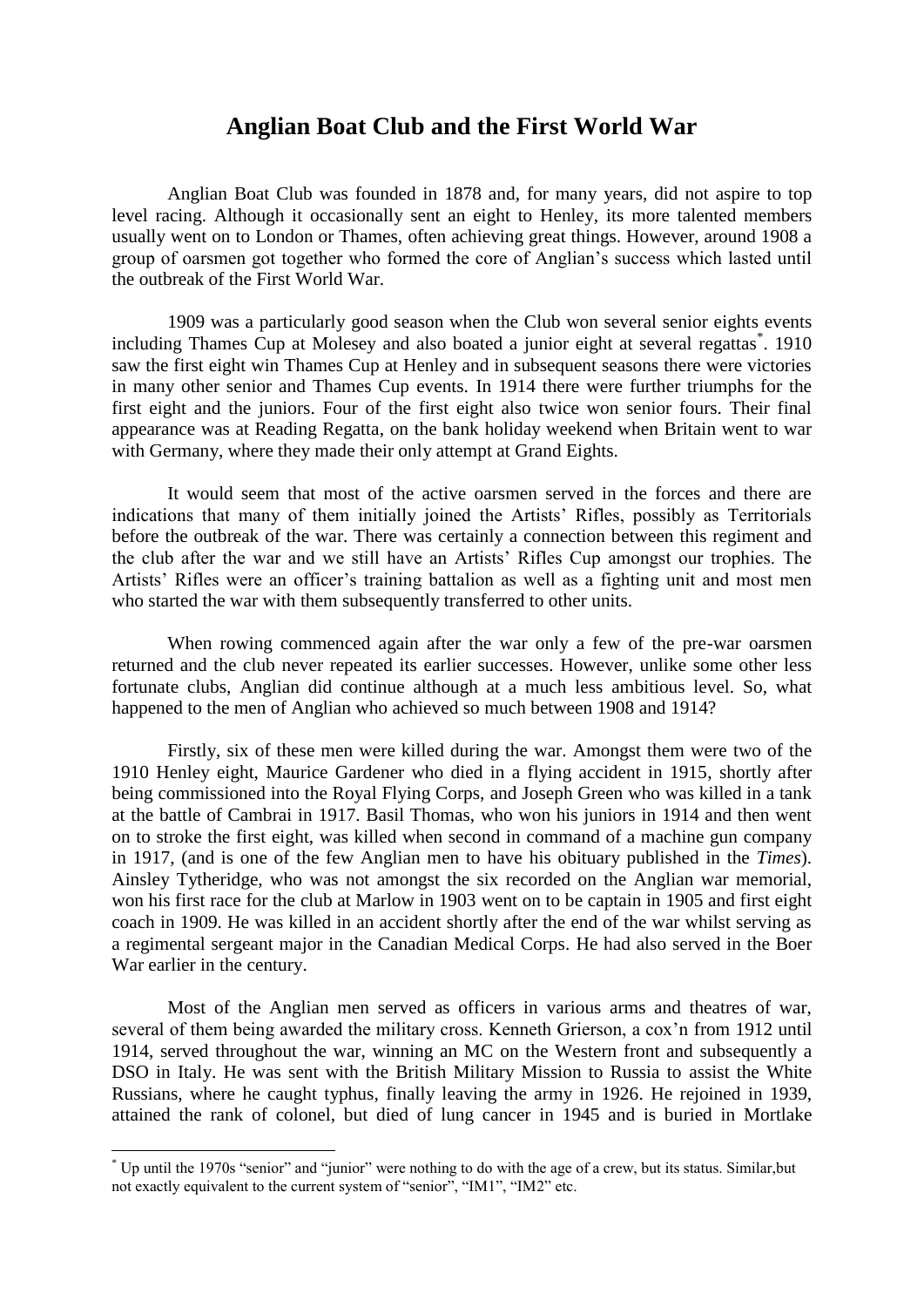# Anglian Boat Club and the First World War

Anglian Boat Club was founded in 1878 and, for many years, did not aspire to top level racing. Although it occasionally sent an eight to Henley, its more talented members usually went on to London or Thames, often achieving great things. However, around 1908 a group of oarsmen got together who formed the core of Anglian's success which lasted until the outbreak of the First World War.

1909 was a particularly good season when the Club won several senior eights events including Thames Cup at Molesey and also boated a junior eight at several regattas*. 1910 saw the first eight win Thames Cup at Henley and in subsequent seasons there were victories in many other senior and Thames Cup events. In 1914 there were further triumphs for the first eight and the juniors. Four of the first eight also twice won senior fours. Their final appearance was at Reading Regatta, on the bank holiday weekend when Britain went to war with Germany, where they made their only attempt at Grand Eights.

It would seem that most of the active oarsmen served in the forces and there are indications that many of them initially joined the Artists' Rifles, possibly as Territorials before the outbreak of the war. There was certainly a connection between this regiment and the club after the war and we still have an Artists' Rifles Cup amongst our trophies. The Artists' Rifles were an officer's training battalion as well as a fighting unit and most men who started the war with them subsequently transferred to other units.

When rowing commenced again after the war only a few of the pre-war oarsmen returned and the club never repeated its earlier successes. However, unlike some other less fortunate clubs, Anglian did continue although at a much less ambitious level. So, what happened to the men of Anglian who achieved so much between 1908 and 1914?

Firstly, six of these men were killed during the war. Amongst them were two of the 1910 Henley eight, Maurice Gardener who died in a flying accident in 1915, shortly after being commissioned into the Royal Flying Corps, and Joseph Green who was killed in a tank at the battle of Cambrai in 1917. Basil Thomas, who won his juniors in 1914 and then went on to stroke the first eight, was killed when second in command of a machine gun company in 1917, (and is one of the few Anglian men to have his obituary published in the *Times*). Ainsley Tytheridge, who was not amongst the six recorded on the Anglian war memorial, won his first race for the club at Marlow in 1903 went on to be captain in 1905 and first eight coach in 1909. He was killed in an accident shortly after the end of the war whilst serving as a regimental sergeant major in the Canadian Medical Corps. He had also served in the Boer War earlier in the century.

Most of the Anglian men served as officers in various arms and theatres of war, several of them being awarded the military cross. Kenneth Grierson, a cox'n from 1912 until 1914, served throughout the war, winning an MC on the Western front and subsequently a DSO in Italy. He was sent with the British Military Mission to Russia to assist the White Russians, where he caught typhus, finally leaving the army in 1926. He rejoined in 1939, attained the rank of colonel, but died of lung cancer in 1945 and is buried in Mortlake

---

* Up until the 1970s "senior" and "junior" were nothing to do with the age of a crew, but its status. Similar,but not exactly equivalent to the current system of "senior", "IM1", "IM2" etc.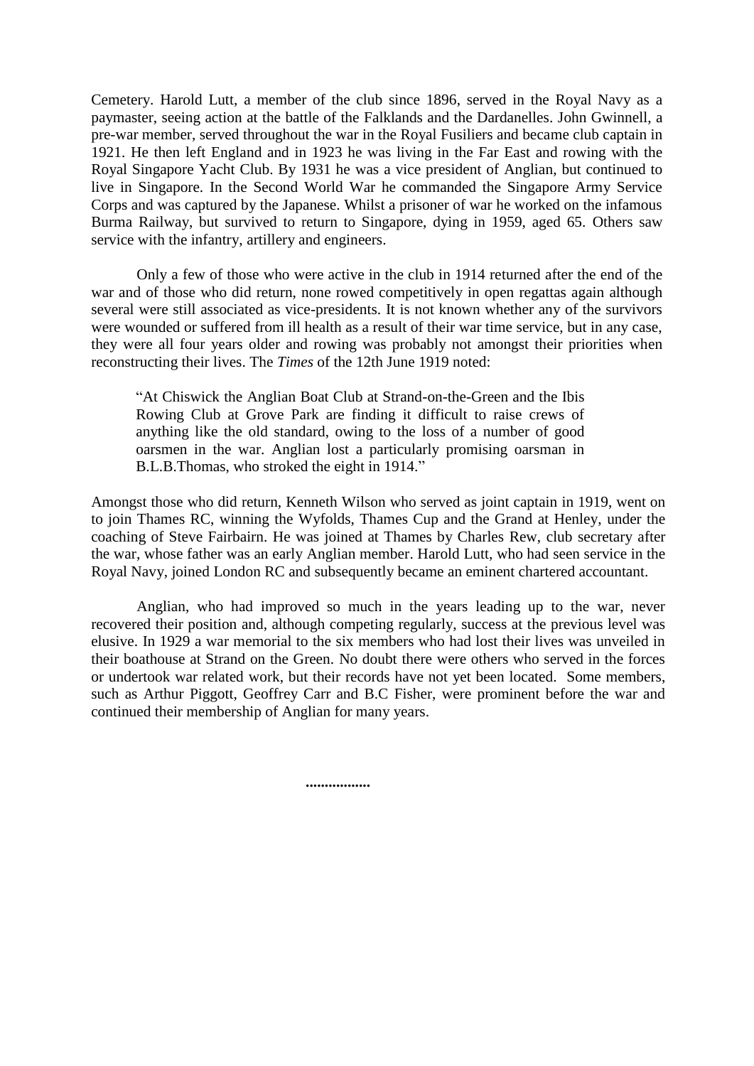Cemetery. Harold Lutt, a member of the club since 1896, served in the Royal Navy as a paymaster, seeing action at the battle of the Falklands and the Dardanelles. John Gwinnell, a pre-war member, served throughout the war in the Royal Fusiliers and became club captain in 1921. He then left England and in 1923 he was living in the Far East and rowing with the Royal Singapore Yacht Club. By 1931 he was a vice president of Anglian, but continued to live in Singapore. In the Second World War he commanded the Singapore Army Service Corps and was captured by the Japanese. Whilst a prisoner of war he worked on the infamous Burma Railway, but survived to return to Singapore, dying in 1959, aged 65. Others saw service with the infantry, artillery and engineers.

Only a few of those who were active in the club in 1914 returned after the end of the war and of those who did return, none rowed competitively in open regattas again although several were still associated as vice-presidents. It is not known whether any of the survivors were wounded or suffered from ill health as a result of their war time service, but in any case, they were all four years older and rowing was probably not amongst their priorities when reconstructing their lives. The *Times* of the 12th June 1919 noted:

> "At Chiswick the Anglian Boat Club at Strand-on-the-Green and the Ibis Rowing Club at Grove Park are finding it difficult to raise crews of anything like the old standard, owing to the loss of a number of good oarsmen in the war. Anglian lost a particularly promising oarsman in B.L.B.Thomas, who stroked the eight in 1914."

Amongst those who did return, Kenneth Wilson who served as joint captain in 1919, went on to join Thames RC, winning the Wyfolds, Thames Cup and the Grand at Henley, under the coaching of Steve Fairbairn. He was joined at Thames by Charles Rew, club secretary after the war, whose father was an early Anglian member. Harold Lutt, who had seen service in the Royal Navy, joined London RC and subsequently became an eminent chartered accountant.

Anglian, who had improved so much in the years leading up to the war, never recovered their position and, although competing regularly, success at the previous level was elusive. In 1929 a war memorial to the six members who had lost their lives was unveiled in their boathouse at Strand on the Green. No doubt there were others who served in the forces or undertook war related work, but their records have not yet been located. Some members, such as Arthur Piggott, Geoffrey Carr and B.C Fisher, were prominent before the war and continued their membership of Anglian for many years.

.................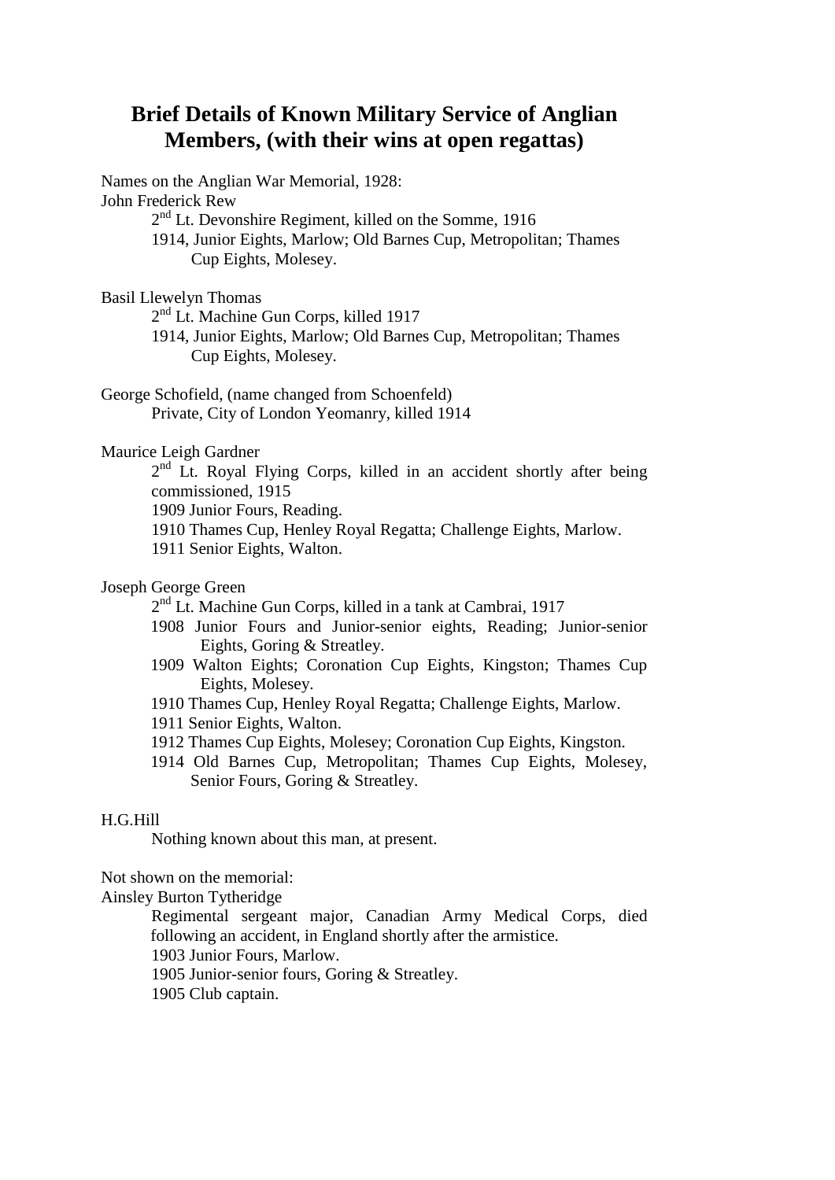# Brief Details of Known Military Service of Anglian Members, (with their wins at open regattas)

Names on the Anglian War Memorial, 1928:

John Frederick Rew

2nd Lt. Devonshire Regiment, killed on the Somme, 1916

1914, Junior Eights, Marlow; Old Barnes Cup, Metropolitan; Thames Cup Eights, Molesey.

Basil Llewelyn Thomas

2nd Lt. Machine Gun Corps, killed 1917

1914, Junior Eights, Marlow; Old Barnes Cup, Metropolitan; Thames Cup Eights, Molesey.

George Schofield, (name changed from Schoenfeld)

Private, City of London Yeomanry, killed 1914

Maurice Leigh Gardner

2nd Lt. Royal Flying Corps, killed in an accident shortly after being commissioned, 1915

1909 Junior Fours, Reading.

1910 Thames Cup, Henley Royal Regatta; Challenge Eights, Marlow.

1911 Senior Eights, Walton.

Joseph George Green

2nd Lt. Machine Gun Corps, killed in a tank at Cambrai, 1917

1908 Junior Fours and Junior-senior eights, Reading; Junior-senior Eights, Goring & Streatley.

1909 Walton Eights; Coronation Cup Eights, Kingston; Thames Cup Eights, Molesey.

1910 Thames Cup, Henley Royal Regatta; Challenge Eights, Marlow.

1911 Senior Eights, Walton.

1912 Thames Cup Eights, Molesey; Coronation Cup Eights, Kingston.

1914 Old Barnes Cup, Metropolitan; Thames Cup Eights, Molesey, Senior Fours, Goring & Streatley.

H.G.Hill

Nothing known about this man, at present.

Not shown on the memorial:

Ainsley Burton Tytheridge

Regimental sergeant major, Canadian Army Medical Corps, died following an accident, in England shortly after the armistice.

1903 Junior Fours, Marlow.

1905 Junior-senior fours, Goring & Streatley.

1905 Club captain.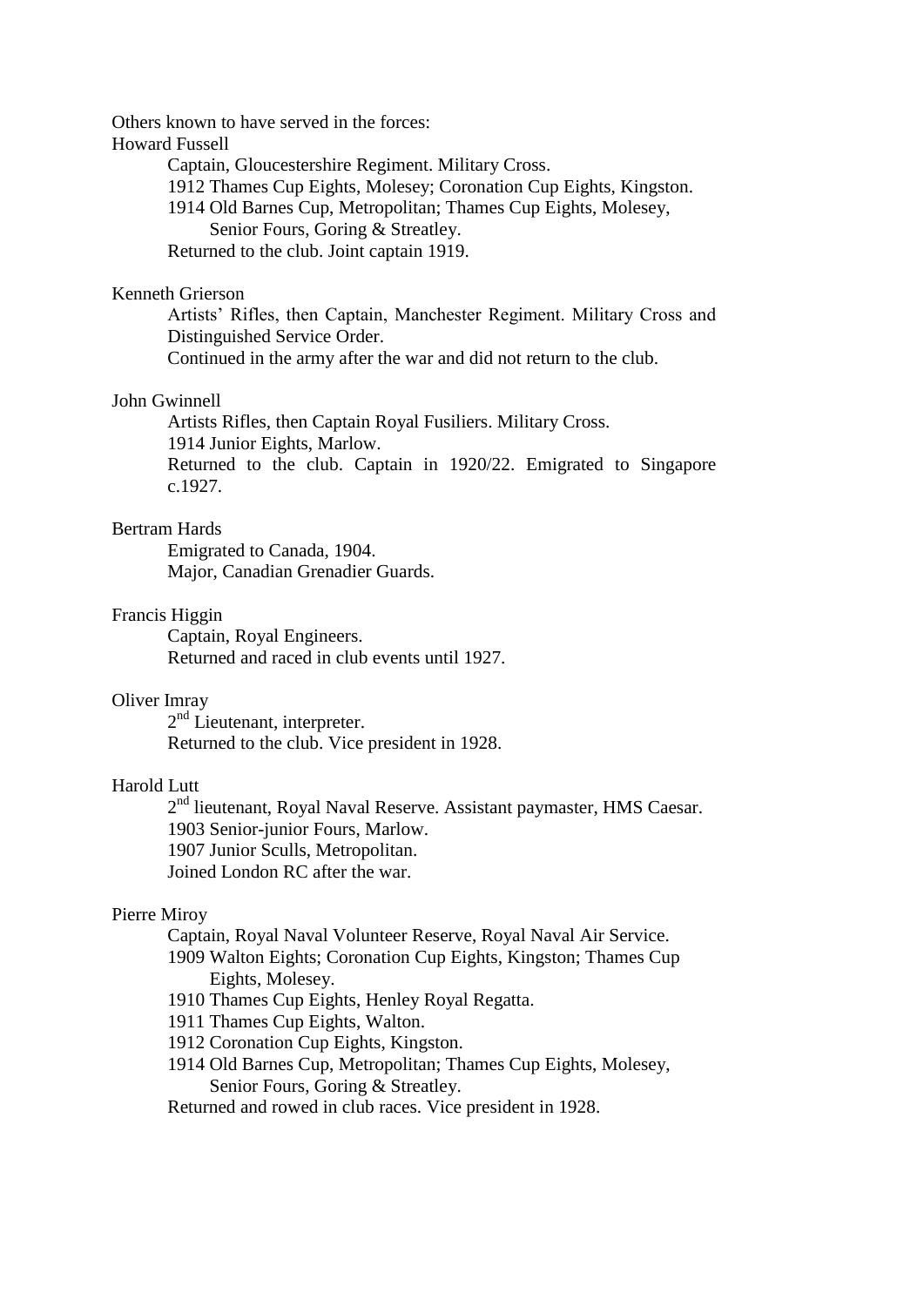Others known to have served in the forces:

Howard Fussell

Captain, Gloucestershire Regiment. Military Cross.
1912 Thames Cup Eights, Molesey; Coronation Cup Eights, Kingston.
1914 Old Barnes Cup, Metropolitan; Thames Cup Eights, Molesey, Senior Fours, Goring & Streatley.
Returned to the club. Joint captain 1919.

Kenneth Grierson

Artists' Rifles, then Captain, Manchester Regiment. Military Cross and Distinguished Service Order.
Continued in the army after the war and did not return to the club.

John Gwinnell

Artists Rifles, then Captain Royal Fusiliers. Military Cross.
1914 Junior Eights, Marlow.
Returned to the club. Captain in 1920/22. Emigrated to Singapore c.1927.

Bertram Hards

Emigrated to Canada, 1904.
Major, Canadian Grenadier Guards.

Francis Higgin

Captain, Royal Engineers.
Returned and raced in club events until 1927.

Oliver Imray

2nd Lieutenant, interpreter.
Returned to the club. Vice president in 1928.

Harold Lutt

2nd lieutenant, Royal Naval Reserve. Assistant paymaster, HMS Caesar.
1903 Senior-junior Fours, Marlow.
1907 Junior Sculls, Metropolitan.
Joined London RC after the war.

Pierre Miroy

Captain, Royal Naval Volunteer Reserve, Royal Naval Air Service.
1909 Walton Eights; Coronation Cup Eights, Kingston; Thames Cup Eights, Molesey.
1910 Thames Cup Eights, Henley Royal Regatta.
1911 Thames Cup Eights, Walton.
1912 Coronation Cup Eights, Kingston.
1914 Old Barnes Cup, Metropolitan; Thames Cup Eights, Molesey, Senior Fours, Goring & Streatley.
Returned and rowed in club races. Vice president in 1928.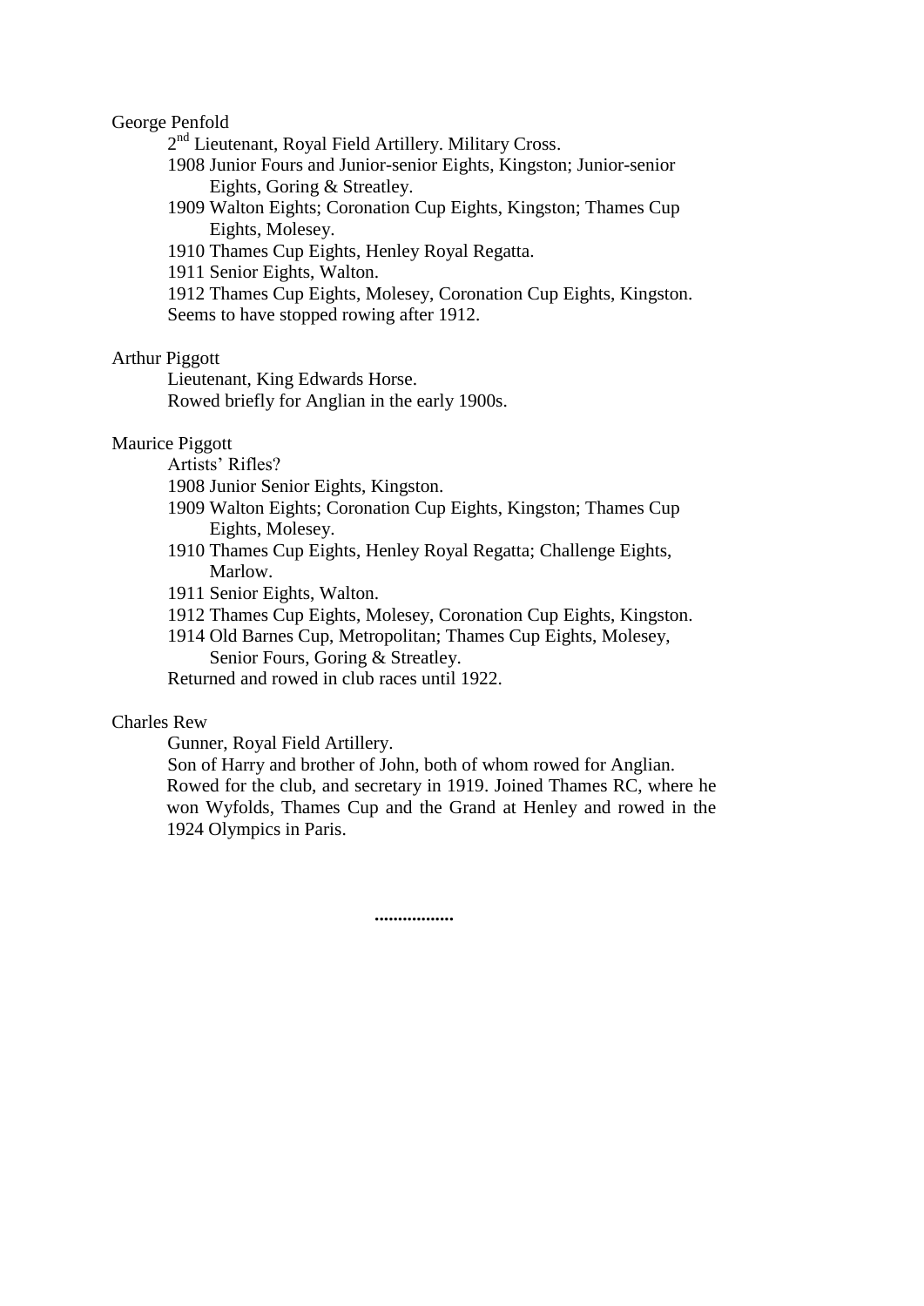George Penfold

2nd Lieutenant, Royal Field Artillery. Military Cross.

1908 Junior Fours and Junior-senior Eights, Kingston; Junior-senior Eights, Goring & Streatley.

1909 Walton Eights; Coronation Cup Eights, Kingston; Thames Cup Eights, Molesey.

1910 Thames Cup Eights, Henley Royal Regatta.

1911 Senior Eights, Walton.

1912 Thames Cup Eights, Molesey, Coronation Cup Eights, Kingston.

Seems to have stopped rowing after 1912.

Arthur Piggott

Lieutenant, King Edwards Horse.

Rowed briefly for Anglian in the early 1900s.

Maurice Piggott

Artists' Rifles?

1908 Junior Senior Eights, Kingston.

1909 Walton Eights; Coronation Cup Eights, Kingston; Thames Cup Eights, Molesey.

1910 Thames Cup Eights, Henley Royal Regatta; Challenge Eights, Marlow.

1911 Senior Eights, Walton.

1912 Thames Cup Eights, Molesey, Coronation Cup Eights, Kingston.

1914 Old Barnes Cup, Metropolitan; Thames Cup Eights, Molesey, Senior Fours, Goring & Streatley.

Returned and rowed in club races until 1922.

Charles Rew

Gunner, Royal Field Artillery.

Son of Harry and brother of John, both of whom rowed for Anglian. Rowed for the club, and secretary in 1919. Joined Thames RC, where he won Wyfolds, Thames Cup and the Grand at Henley and rowed in the 1924 Olympics in Paris.

................